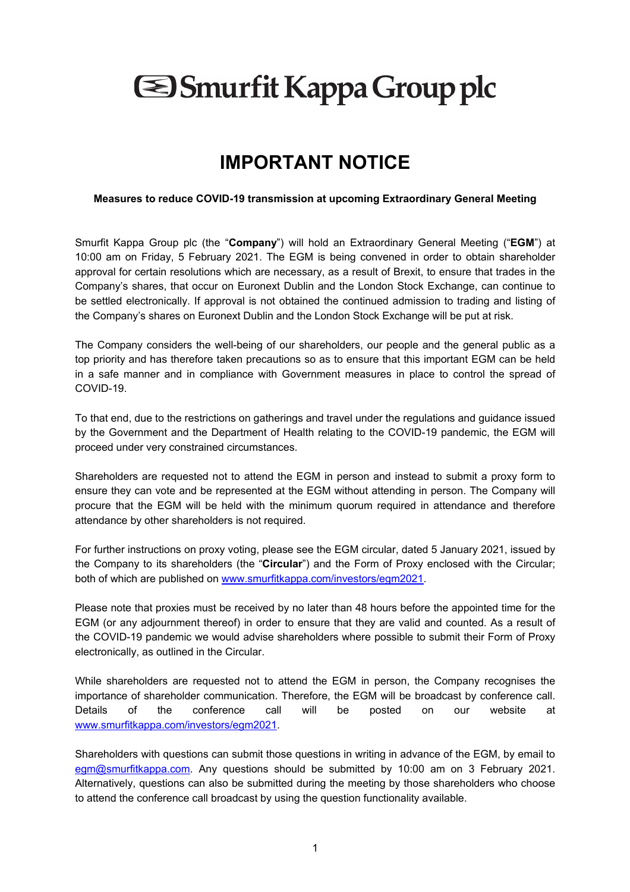# Smurfit Kappa Group plc

## IMPORTANT NOTICE

**Measures to reduce COVID-19 transmission at upcoming Extraordinary General Meeting**

Smurfit Kappa Group plc (the "**Company**") will hold an Extraordinary General Meeting ("**EGM**") at 10:00 am on Friday, 5 February 2021. The EGM is being convened in order to obtain shareholder approval for certain resolutions which are necessary, as a result of Brexit, to ensure that trades in the Company's shares, that occur on Euronext Dublin and the London Stock Exchange, can continue to be settled electronically. If approval is not obtained the continued admission to trading and listing of the Company's shares on Euronext Dublin and the London Stock Exchange will be put at risk.

The Company considers the well-being of our shareholders, our people and the general public as a top priority and has therefore taken precautions so as to ensure that this important EGM can be held in a safe manner and in compliance with Government measures in place to control the spread of COVID-19.

To that end, due to the restrictions on gatherings and travel under the regulations and guidance issued by the Government and the Department of Health relating to the COVID-19 pandemic, the EGM will proceed under very constrained circumstances.

Shareholders are requested not to attend the EGM in person and instead to submit a proxy form to ensure they can vote and be represented at the EGM without attending in person. The Company will procure that the EGM will be held with the minimum quorum required in attendance and therefore attendance by other shareholders is not required.

For further instructions on proxy voting, please see the EGM circular, dated 5 January 2021, issued by the Company to its shareholders (the "**Circular**") and the Form of Proxy enclosed with the Circular; both of which are published on [www.smurfitkappa.com/investors/egm2021](www.smurfitkappa.com/investors/egm2021).

Please note that proxies must be received by no later than 48 hours before the appointed time for the EGM (or any adjournment thereof) in order to ensure that they are valid and counted. As a result of the COVID-19 pandemic we would advise shareholders where possible to submit their Form of Proxy electronically, as outlined in the Circular.

While shareholders are requested not to attend the EGM in person, the Company recognises the importance of shareholder communication. Therefore, the EGM will be broadcast by conference call. Details of the conference call will be posted on our website at [www.smurfitkappa.com/investors/egm2021](www.smurfitkappa.com/investors/egm2021).

Shareholders with questions can submit those questions in writing in advance of the EGM, by email to [egm@smurfitkappa.com](mailto:egm@smurfitkappa.com). Any questions should be submitted by 10:00 am on 3 February 2021. Alternatively, questions can also be submitted during the meeting by those shareholders who choose to attend the conference call broadcast by using the question functionality available.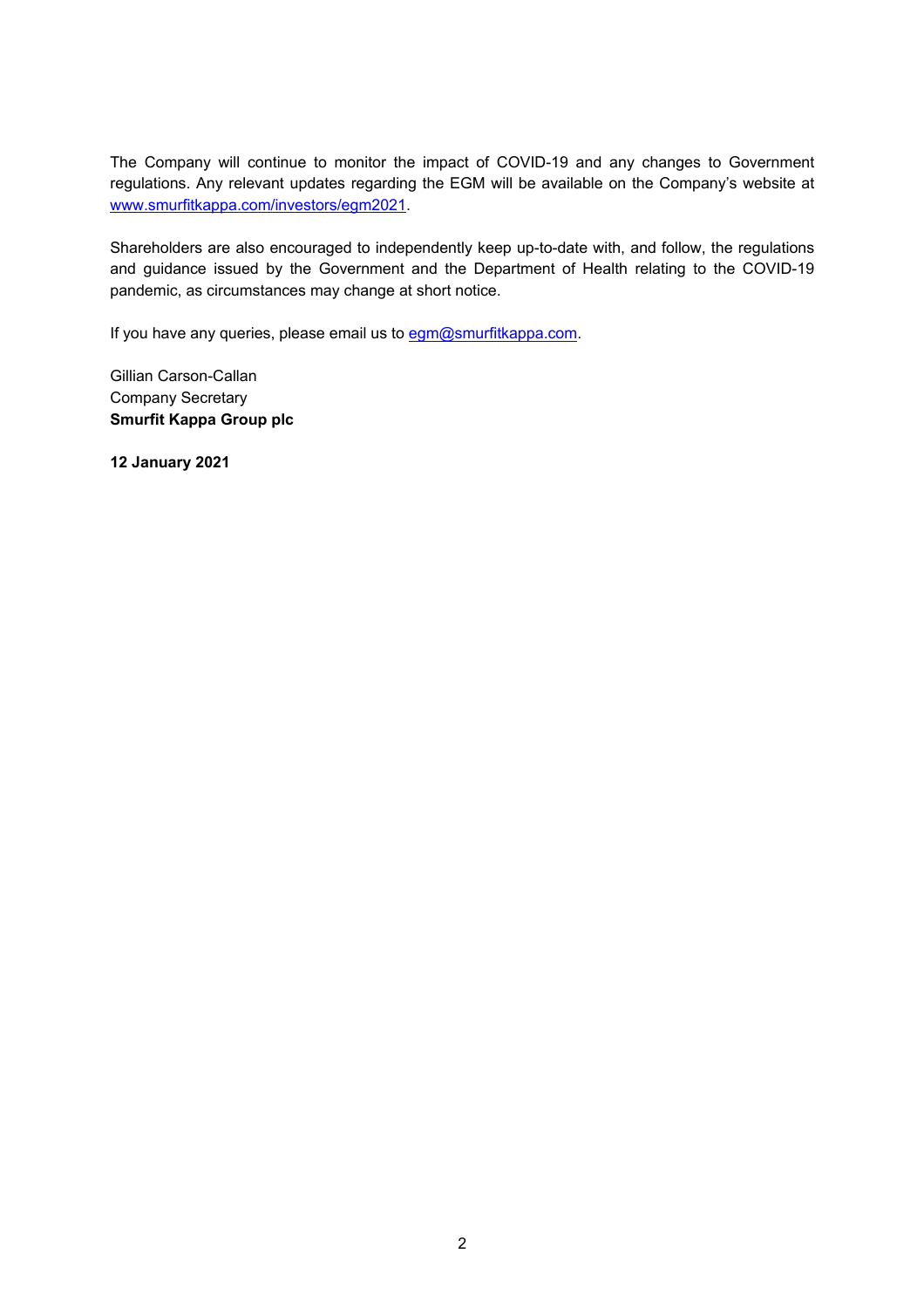The Company will continue to monitor the impact of COVID-19 and any changes to Government regulations. Any relevant updates regarding the EGM will be available on the Company's website at www.smurfitkappa.com/investors/egm2021.

Shareholders are also encouraged to independently keep up-to-date with, and follow, the regulations and guidance issued by the Government and the Department of Health relating to the COVID-19 pandemic, as circumstances may change at short notice.

If you have any queries, please email us to egm@smurfitkappa.com.

Gillian Carson-Callan
Company Secretary
**Smurfit Kappa Group plc**

**12 January 2021**